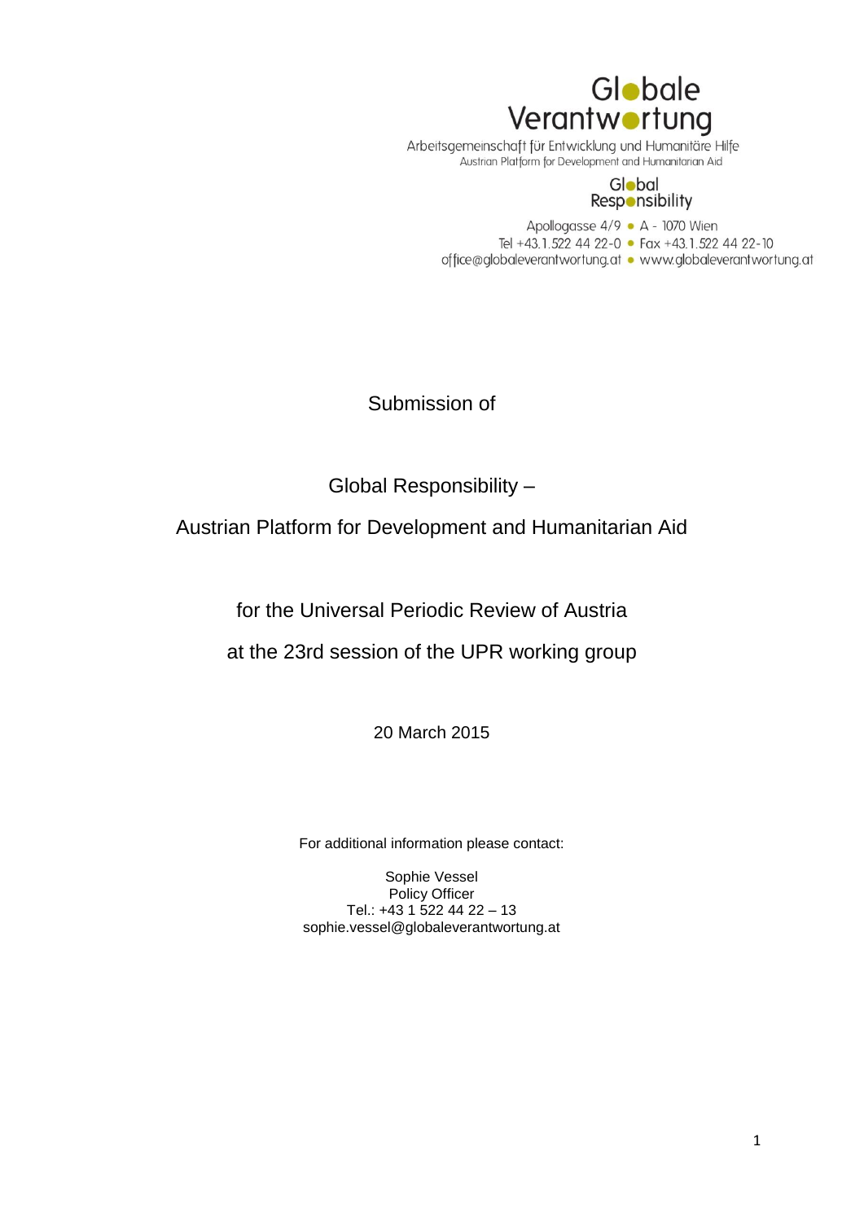Globale Verantwortung

Arbeitsgemeinschaft für Entwicklung und Humanitäre Hilfe
Austrian Platform for Development and Humanitarian Aid

Global Responsibility

Apollogasse 4/9 • A - 1070 Wien
Tel +43.1.522 44 22-0 • Fax +43.1.522 44 22-10
office@globaleverantwortung.at • www.globaleverantwortung.at

Submission of

Global Responsibility –

Austrian Platform for Development and Humanitarian Aid

for the Universal Periodic Review of Austria

at the 23rd session of the UPR working group

20 March 2015

For additional information please contact:

Sophie Vessel
Policy Officer
Tel.: +43 1 522 44 22 – 13
sophie.vessel@globaleverantwortung.at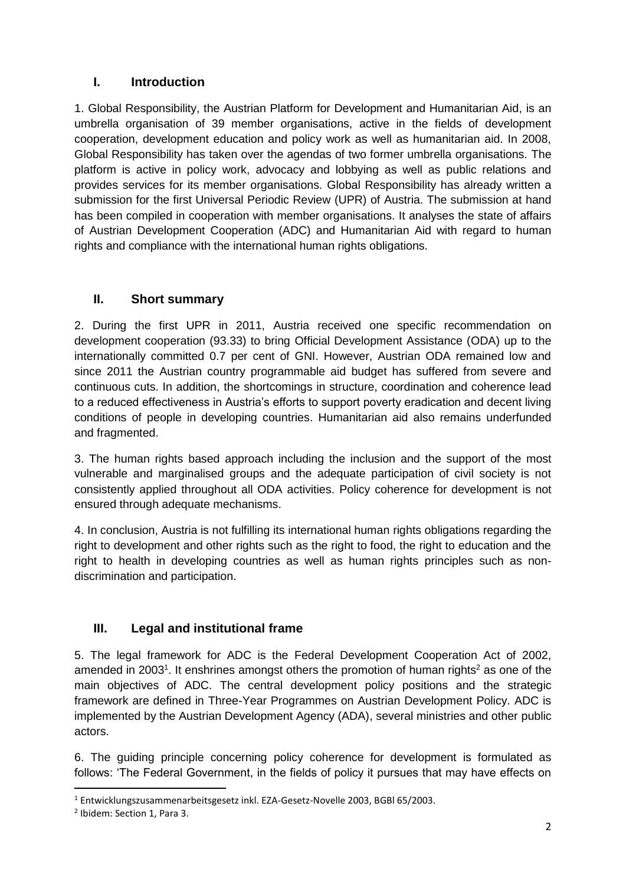## I. Introduction

1. Global Responsibility, the Austrian Platform for Development and Humanitarian Aid, is an umbrella organisation of 39 member organisations, active in the fields of development cooperation, development education and policy work as well as humanitarian aid. In 2008, Global Responsibility has taken over the agendas of two former umbrella organisations. The platform is active in policy work, advocacy and lobbying as well as public relations and provides services for its member organisations. Global Responsibility has already written a submission for the first Universal Periodic Review (UPR) of Austria. The submission at hand has been compiled in cooperation with member organisations. It analyses the state of affairs of Austrian Development Cooperation (ADC) and Humanitarian Aid with regard to human rights and compliance with the international human rights obligations.

## II. Short summary

2. During the first UPR in 2011, Austria received one specific recommendation on development cooperation (93.33) to bring Official Development Assistance (ODA) up to the internationally committed 0.7 per cent of GNI. However, Austrian ODA remained low and since 2011 the Austrian country programmable aid budget has suffered from severe and continuous cuts. In addition, the shortcomings in structure, coordination and coherence lead to a reduced effectiveness in Austria's efforts to support poverty eradication and decent living conditions of people in developing countries. Humanitarian aid also remains underfunded and fragmented.

3. The human rights based approach including the inclusion and the support of the most vulnerable and marginalised groups and the adequate participation of civil society is not consistently applied throughout all ODA activities. Policy coherence for development is not ensured through adequate mechanisms.

4. In conclusion, Austria is not fulfilling its international human rights obligations regarding the right to development and other rights such as the right to food, the right to education and the right to health in developing countries as well as human rights principles such as non-discrimination and participation.

## III. Legal and institutional frame

5. The legal framework for ADC is the Federal Development Cooperation Act of 2002, amended in 2003[1]. It enshrines amongst others the promotion of human rights[2] as one of the main objectives of ADC. The central development policy positions and the strategic framework are defined in Three-Year Programmes on Austrian Development Policy. ADC is implemented by the Austrian Development Agency (ADA), several ministries and other public actors.

6. The guiding principle concerning policy coherence for development is formulated as follows: 'The Federal Government, in the fields of policy it pursues that may have effects on

---

[1] Entwicklungszusammenarbeitsgesetz inkl. EZA-Gesetz-Novelle 2003, BGBl 65/2003.

[2] Ibidem: Section 1, Para 3.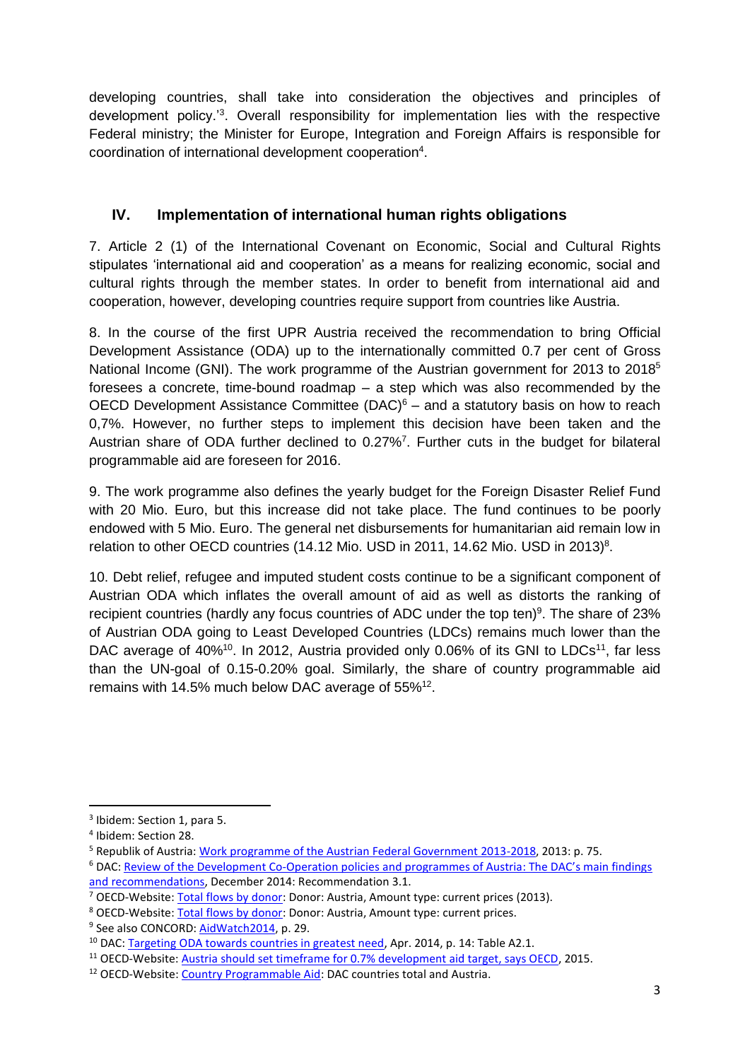developing countries, shall take into consideration the objectives and principles of development policy.'[3]. Overall responsibility for implementation lies with the respective Federal ministry; the Minister for Europe, Integration and Foreign Affairs is responsible for coordination of international development cooperation[4].

## IV. Implementation of international human rights obligations

7. Article 2 (1) of the International Covenant on Economic, Social and Cultural Rights stipulates 'international aid and cooperation' as a means for realizing economic, social and cultural rights through the member states. In order to benefit from international aid and cooperation, however, developing countries require support from countries like Austria.

8. In the course of the first UPR Austria received the recommendation to bring Official Development Assistance (ODA) up to the internationally committed 0.7 per cent of Gross National Income (GNI). The work programme of the Austrian government for 2013 to 2018[5] foresees a concrete, time-bound roadmap – a step which was also recommended by the OECD Development Assistance Committee (DAC)[6] – and a statutory basis on how to reach 0,7%. However, no further steps to implement this decision have been taken and the Austrian share of ODA further declined to 0.27%[7]. Further cuts in the budget for bilateral programmable aid are foreseen for 2016.

9. The work programme also defines the yearly budget for the Foreign Disaster Relief Fund with 20 Mio. Euro, but this increase did not take place. The fund continues to be poorly endowed with 5 Mio. Euro. The general net disbursements for humanitarian aid remain low in relation to other OECD countries (14.12 Mio. USD in 2011, 14.62 Mio. USD in 2013)[8].

10. Debt relief, refugee and imputed student costs continue to be a significant component of Austrian ODA which inflates the overall amount of aid as well as distorts the ranking of recipient countries (hardly any focus countries of ADC under the top ten)[9]. The share of 23% of Austrian ODA going to Least Developed Countries (LDCs) remains much lower than the DAC average of 40%[10]. In 2012, Austria provided only 0.06% of its GNI to LDCs[11], far less than the UN-goal of 0.15-0.20% goal. Similarly, the share of country programmable aid remains with 14.5% much below DAC average of 55%[12].

---

[3] Ibidem: Section 1, para 5.

[4] Ibidem: Section 28.

[5] Republik of Austria: Work programme of the Austrian Federal Government 2013-2018, 2013: p. 75.

[6] DAC: Review of the Development Co-Operation policies and programmes of Austria: The DAC's main findings and recommendations, December 2014: Recommendation 3.1.

[7] OECD-Website: Total flows by donor: Donor: Austria, Amount type: current prices (2013).

[8] OECD-Website: Total flows by donor: Donor: Austria, Amount type: current prices.

[9] See also CONCORD: AidWatch2014, p. 29.

[10] DAC: Targeting ODA towards countries in greatest need, Apr. 2014, p. 14: Table A2.1.

[11] OECD-Website: Austria should set timeframe for 0.7% development aid target, says OECD, 2015.

[12] OECD-Website: Country Programmable Aid: DAC countries total and Austria.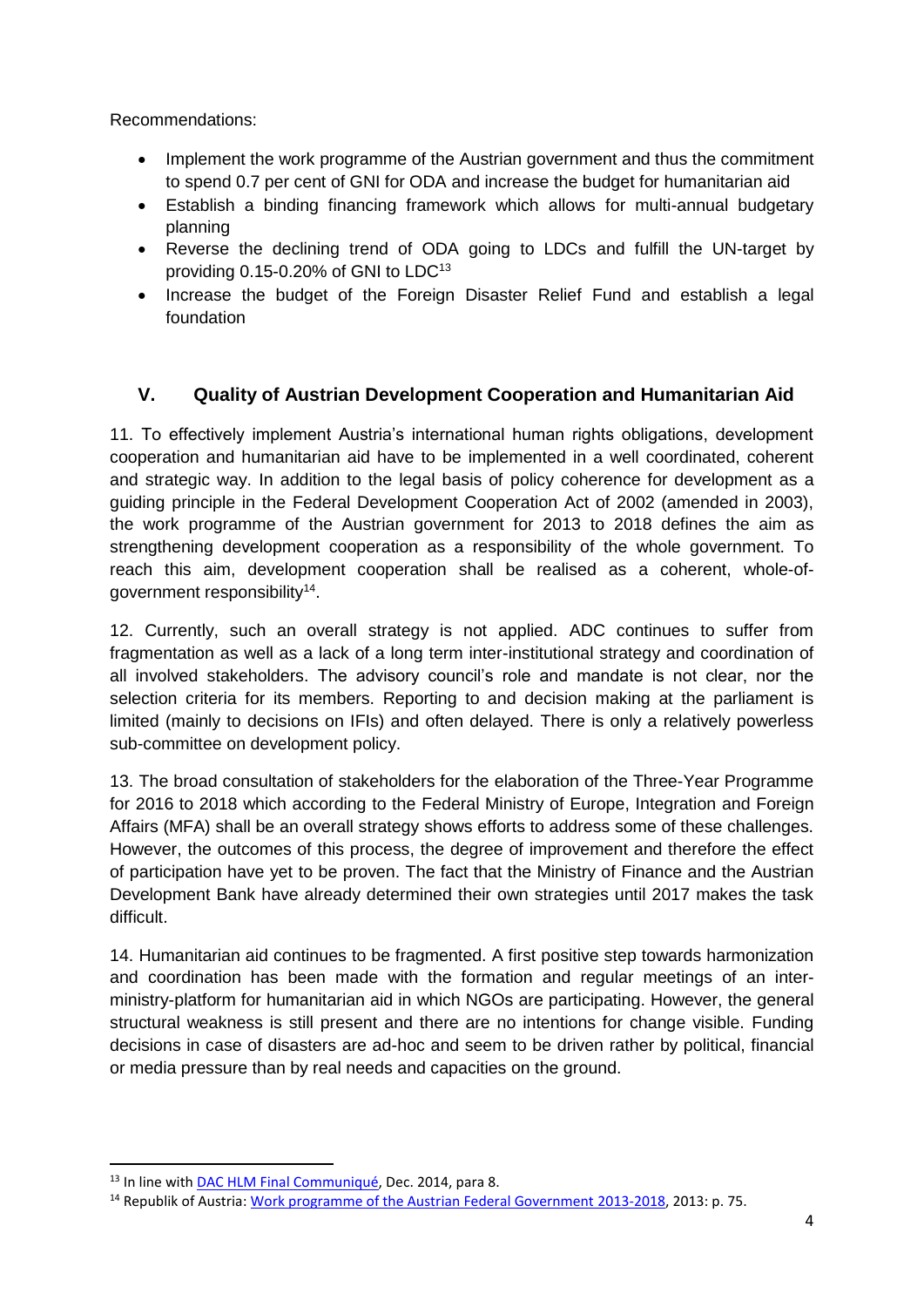Recommendations:

- Implement the work programme of the Austrian government and thus the commitment to spend 0.7 per cent of GNI for ODA and increase the budget for humanitarian aid
- Establish a binding financing framework which allows for multi-annual budgetary planning
- Reverse the declining trend of ODA going to LDCs and fulfill the UN-target by providing 0.15-0.20% of GNI to LDC[13]
- Increase the budget of the Foreign Disaster Relief Fund and establish a legal foundation

## V. Quality of Austrian Development Cooperation and Humanitarian Aid

11. To effectively implement Austria's international human rights obligations, development cooperation and humanitarian aid have to be implemented in a well coordinated, coherent and strategic way. In addition to the legal basis of policy coherence for development as a guiding principle in the Federal Development Cooperation Act of 2002 (amended in 2003), the work programme of the Austrian government for 2013 to 2018 defines the aim as strengthening development cooperation as a responsibility of the whole government. To reach this aim, development cooperation shall be realised as a coherent, whole-of-government responsibility[14].

12. Currently, such an overall strategy is not applied. ADC continues to suffer from fragmentation as well as a lack of a long term inter-institutional strategy and coordination of all involved stakeholders. The advisory council's role and mandate is not clear, nor the selection criteria for its members. Reporting to and decision making at the parliament is limited (mainly to decisions on IFIs) and often delayed. There is only a relatively powerless sub-committee on development policy.

13. The broad consultation of stakeholders for the elaboration of the Three-Year Programme for 2016 to 2018 which according to the Federal Ministry of Europe, Integration and Foreign Affairs (MFA) shall be an overall strategy shows efforts to address some of these challenges. However, the outcomes of this process, the degree of improvement and therefore the effect of participation have yet to be proven. The fact that the Ministry of Finance and the Austrian Development Bank have already determined their own strategies until 2017 makes the task difficult.

14. Humanitarian aid continues to be fragmented. A first positive step towards harmonization and coordination has been made with the formation and regular meetings of an inter-ministry-platform for humanitarian aid in which NGOs are participating. However, the general structural weakness is still present and there are no intentions for change visible. Funding decisions in case of disasters are ad-hoc and seem to be driven rather by political, financial or media pressure than by real needs and capacities on the ground.

---

[13] In line with DAC HLM Final Communiqué, Dec. 2014, para 8.

[14] Republik of Austria: Work programme of the Austrian Federal Government 2013-2018, 2013: p. 75.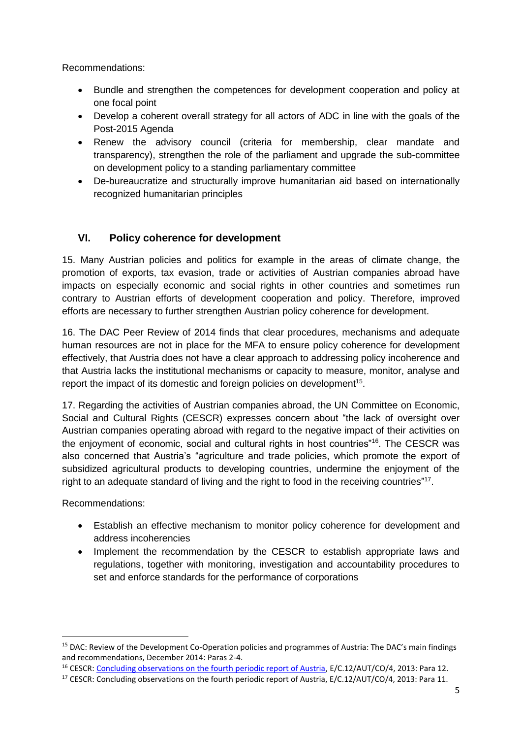Recommendations:

- Bundle and strengthen the competences for development cooperation and policy at one focal point
- Develop a coherent overall strategy for all actors of ADC in line with the goals of the Post-2015 Agenda
- Renew the advisory council (criteria for membership, clear mandate and transparency), strengthen the role of the parliament and upgrade the sub-committee on development policy to a standing parliamentary committee
- De-bureaucratize and structurally improve humanitarian aid based on internationally recognized humanitarian principles

## VI. Policy coherence for development

15. Many Austrian policies and politics for example in the areas of climate change, the promotion of exports, tax evasion, trade or activities of Austrian companies abroad have impacts on especially economic and social rights in other countries and sometimes run contrary to Austrian efforts of development cooperation and policy. Therefore, improved efforts are necessary to further strengthen Austrian policy coherence for development.

16. The DAC Peer Review of 2014 finds that clear procedures, mechanisms and adequate human resources are not in place for the MFA to ensure policy coherence for development effectively, that Austria does not have a clear approach to addressing policy incoherence and that Austria lacks the institutional mechanisms or capacity to measure, monitor, analyse and report the impact of its domestic and foreign policies on development[15].

17. Regarding the activities of Austrian companies abroad, the UN Committee on Economic, Social and Cultural Rights (CESCR) expresses concern about "the lack of oversight over Austrian companies operating abroad with regard to the negative impact of their activities on the enjoyment of economic, social and cultural rights in host countries"[16]. The CESCR was also concerned that Austria's "agriculture and trade policies, which promote the export of subsidized agricultural products to developing countries, undermine the enjoyment of the right to an adequate standard of living and the right to food in the receiving countries"[17].

Recommendations:

- Establish an effective mechanism to monitor policy coherence for development and address incoherencies
- Implement the recommendation by the CESCR to establish appropriate laws and regulations, together with monitoring, investigation and accountability procedures to set and enforce standards for the performance of corporations

[15] DAC: Review of the Development Co-Operation policies and programmes of Austria: The DAC's main findings and recommendations, December 2014: Paras 2-4.

[16] CESCR: Concluding observations on the fourth periodic report of Austria, E/C.12/AUT/CO/4, 2013: Para 12.

[17] CESCR: Concluding observations on the fourth periodic report of Austria, E/C.12/AUT/CO/4, 2013: Para 11.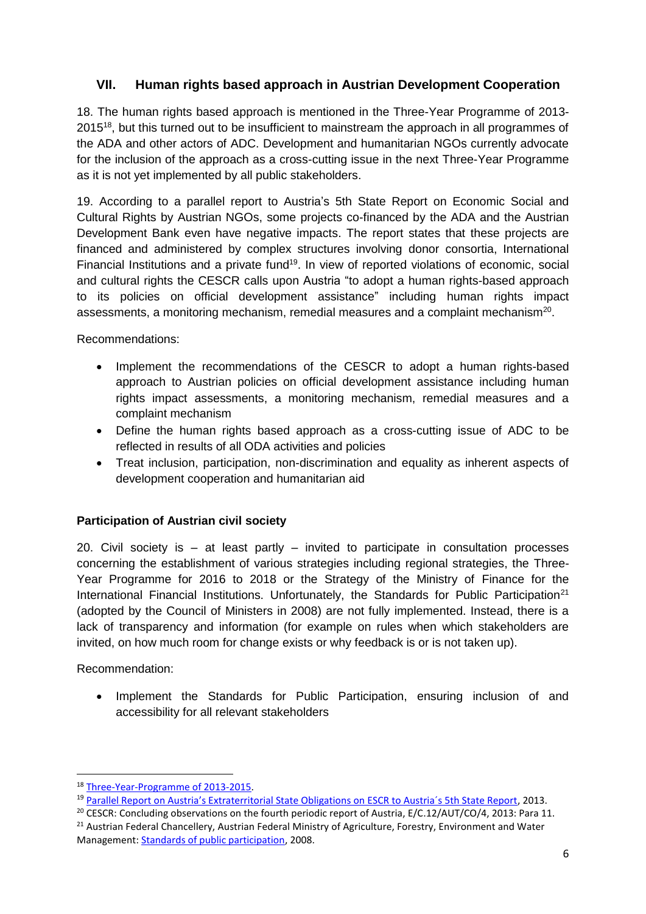## VII. Human rights based approach in Austrian Development Cooperation

18. The human rights based approach is mentioned in the Three-Year Programme of 2013-2015[18], but this turned out to be insufficient to mainstream the approach in all programmes of the ADA and other actors of ADC. Development and humanitarian NGOs currently advocate for the inclusion of the approach as a cross-cutting issue in the next Three-Year Programme as it is not yet implemented by all public stakeholders.

19. According to a parallel report to Austria's 5th State Report on Economic Social and Cultural Rights by Austrian NGOs, some projects co-financed by the ADA and the Austrian Development Bank even have negative impacts. The report states that these projects are financed and administered by complex structures involving donor consortia, International Financial Institutions and a private fund[19]. In view of reported violations of economic, social and cultural rights the CESCR calls upon Austria "to adopt a human rights-based approach to its policies on official development assistance" including human rights impact assessments, a monitoring mechanism, remedial measures and a complaint mechanism[20].

Recommendations:

- Implement the recommendations of the CESCR to adopt a human rights-based approach to Austrian policies on official development assistance including human rights impact assessments, a monitoring mechanism, remedial measures and a complaint mechanism
- Define the human rights based approach as a cross-cutting issue of ADC to be reflected in results of all ODA activities and policies
- Treat inclusion, participation, non-discrimination and equality as inherent aspects of development cooperation and humanitarian aid

**Participation of Austrian civil society**

20. Civil society is – at least partly – invited to participate in consultation processes concerning the establishment of various strategies including regional strategies, the Three-Year Programme for 2016 to 2018 or the Strategy of the Ministry of Finance for the International Financial Institutions. Unfortunately, the Standards for Public Participation[21] (adopted by the Council of Ministers in 2008) are not fully implemented. Instead, there is a lack of transparency and information (for example on rules when which stakeholders are invited, on how much room for change exists or why feedback is or is not taken up).

Recommendation:

- Implement the Standards for Public Participation, ensuring inclusion of and accessibility for all relevant stakeholders

---

[18] Three-Year-Programme of 2013-2015.

[19] Parallel Report on Austria's Extraterritorial State Obligations on ESCR to Austria´s 5th State Report, 2013.

[20] CESCR: Concluding observations on the fourth periodic report of Austria, E/C.12/AUT/CO/4, 2013: Para 11.

[21] Austrian Federal Chancellery, Austrian Federal Ministry of Agriculture, Forestry, Environment and Water Management: Standards of public participation, 2008.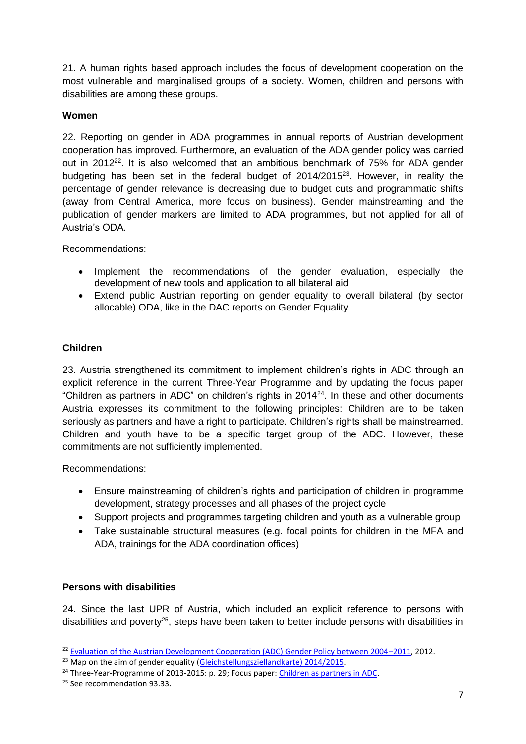21. A human rights based approach includes the focus of development cooperation on the most vulnerable and marginalised groups of a society. Women, children and persons with disabilities are among these groups.

**Women**

22. Reporting on gender in ADA programmes in annual reports of Austrian development cooperation has improved. Furthermore, an evaluation of the ADA gender policy was carried out in 2012[22]. It is also welcomed that an ambitious benchmark of 75% for ADA gender budgeting has been set in the federal budget of 2014/2015[23]. However, in reality the percentage of gender relevance is decreasing due to budget cuts and programmatic shifts (away from Central America, more focus on business). Gender mainstreaming and the publication of gender markers are limited to ADA programmes, but not applied for all of Austria's ODA.

Recommendations:

- Implement the recommendations of the gender evaluation, especially the development of new tools and application to all bilateral aid
- Extend public Austrian reporting on gender equality to overall bilateral (by sector allocable) ODA, like in the DAC reports on Gender Equality

**Children**

23. Austria strengthened its commitment to implement children's rights in ADC through an explicit reference in the current Three-Year Programme and by updating the focus paper "Children as partners in ADC" on children's rights in 2014[24]. In these and other documents Austria expresses its commitment to the following principles: Children are to be taken seriously as partners and have a right to participate. Children's rights shall be mainstreamed. Children and youth have to be a specific target group of the ADC. However, these commitments are not sufficiently implemented.

Recommendations:

- Ensure mainstreaming of children's rights and participation of children in programme development, strategy processes and all phases of the project cycle
- Support projects and programmes targeting children and youth as a vulnerable group
- Take sustainable structural measures (e.g. focal points for children in the MFA and ADA, trainings for the ADA coordination offices)

**Persons with disabilities**

24. Since the last UPR of Austria, which included an explicit reference to persons with disabilities and poverty[25], steps have been taken to better include persons with disabilities in

---

[22] Evaluation of the Austrian Development Cooperation (ADC) Gender Policy between 2004–2011, 2012.

[23] Map on the aim of gender equality (Gleichstellungsziellandkarte) 2014/2015.

[24] Three-Year-Programme of 2013-2015: p. 29; Focus paper: Children as partners in ADC.

[25] See recommendation 93.33.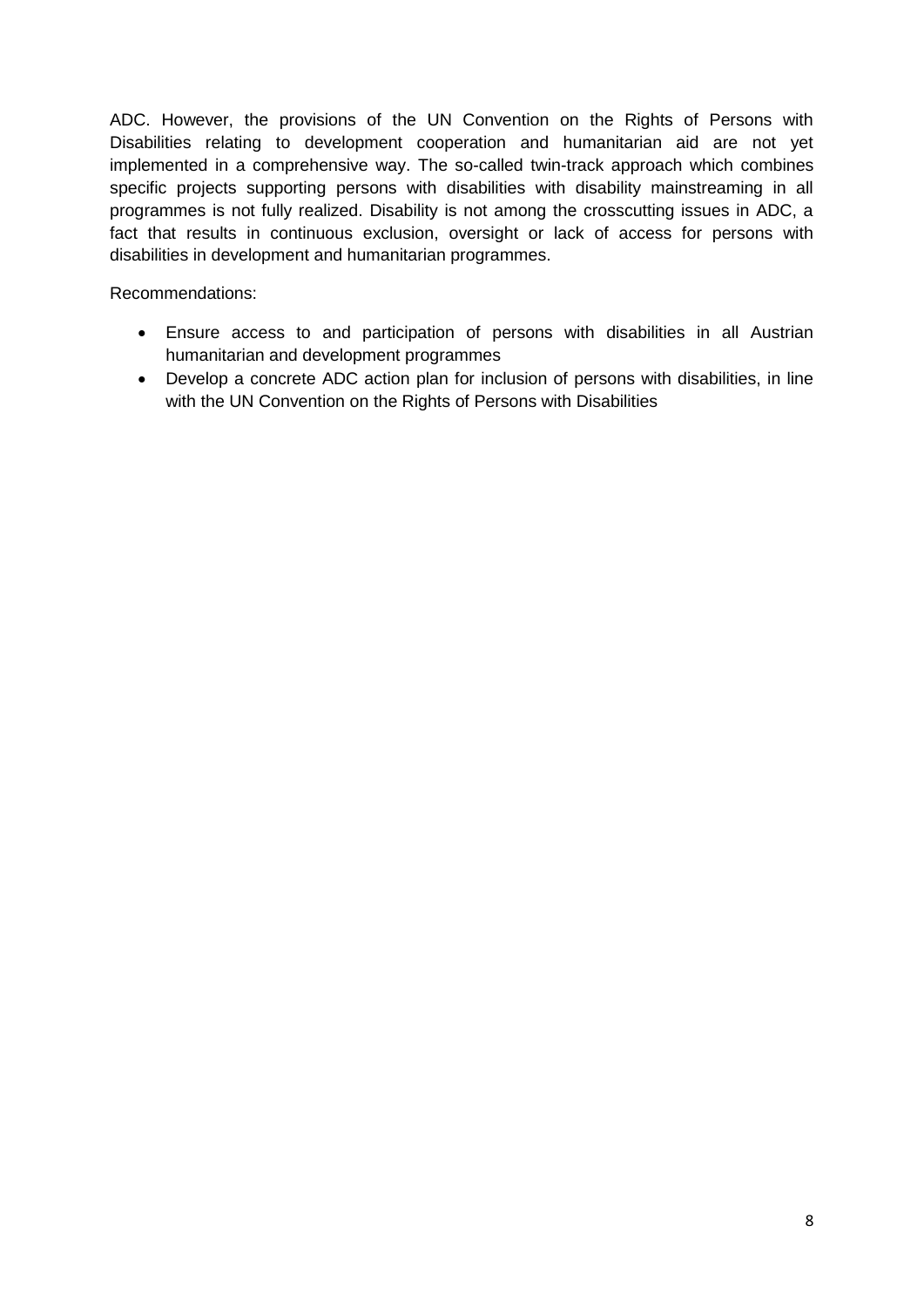ADC. However, the provisions of the UN Convention on the Rights of Persons with Disabilities relating to development cooperation and humanitarian aid are not yet implemented in a comprehensive way. The so-called twin-track approach which combines specific projects supporting persons with disabilities with disability mainstreaming in all programmes is not fully realized. Disability is not among the crosscutting issues in ADC, a fact that results in continuous exclusion, oversight or lack of access for persons with disabilities in development and humanitarian programmes.

Recommendations:

- Ensure access to and participation of persons with disabilities in all Austrian humanitarian and development programmes
- Develop a concrete ADC action plan for inclusion of persons with disabilities, in line with the UN Convention on the Rights of Persons with Disabilities